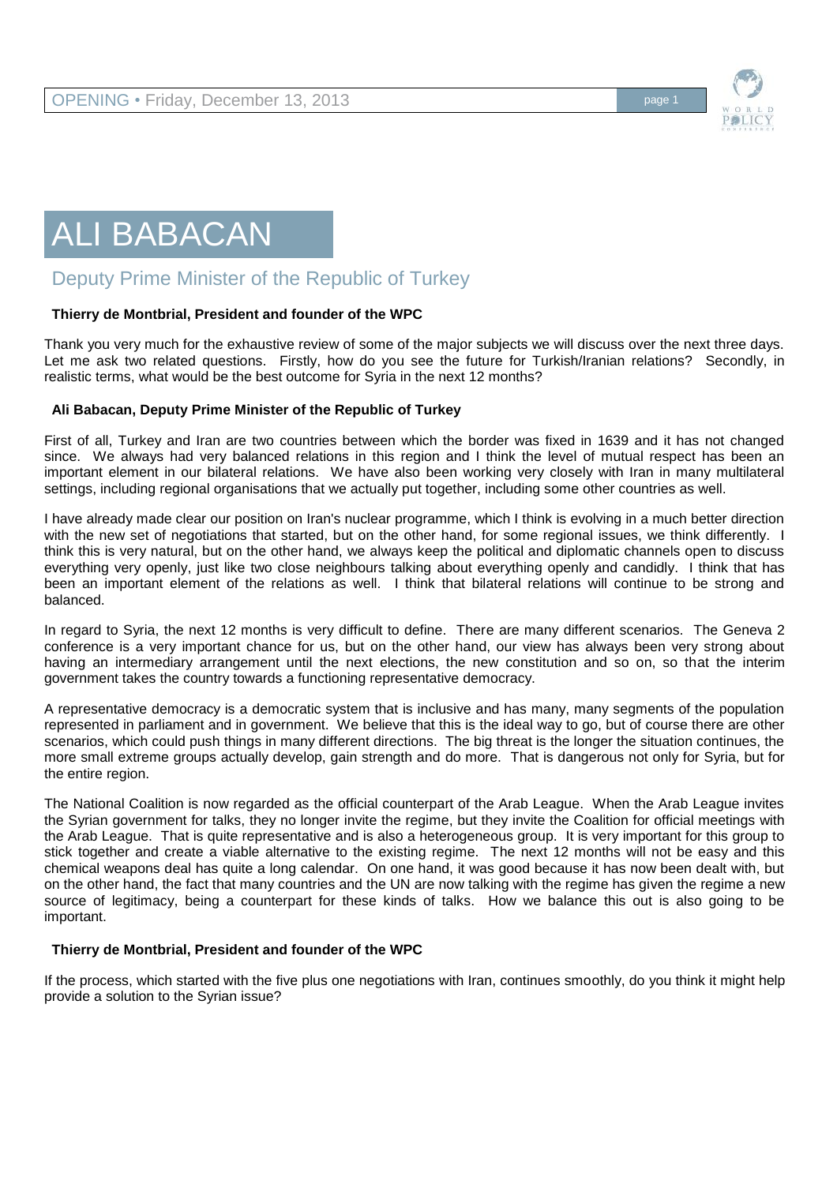# ALI BABACAN

## Deputy Prime Minister of the Republic of Turkey

**Thierry de Montbrial, President and founder of the WPC**

Thank you very much for the exhaustive review of some of the major subjects we will discuss over the next three days. Let me ask two related questions. Firstly, how do you see the future for Turkish/Iranian relations? Secondly, in realistic terms, what would be the best outcome for Syria in the next 12 months?

**Ali Babacan, Deputy Prime Minister of the Republic of Turkey**

First of all, Turkey and Iran are two countries between which the border was fixed in 1639 and it has not changed since. We always had very balanced relations in this region and I think the level of mutual respect has been an important element in our bilateral relations. We have also been working very closely with Iran in many multilateral settings, including regional organisations that we actually put together, including some other countries as well.

I have already made clear our position on Iran's nuclear programme, which I think is evolving in a much better direction with the new set of negotiations that started, but on the other hand, for some regional issues, we think differently. I think this is very natural, but on the other hand, we always keep the political and diplomatic channels open to discuss everything very openly, just like two close neighbours talking about everything openly and candidly. I think that has been an important element of the relations as well. I think that bilateral relations will continue to be strong and balanced.

In regard to Syria, the next 12 months is very difficult to define. There are many different scenarios. The Geneva 2 conference is a very important chance for us, but on the other hand, our view has always been very strong about having an intermediary arrangement until the next elections, the new constitution and so on, so that the interim government takes the country towards a functioning representative democracy.

A representative democracy is a democratic system that is inclusive and has many, many segments of the population represented in parliament and in government. We believe that this is the ideal way to go, but of course there are other scenarios, which could push things in many different directions. The big threat is the longer the situation continues, the more small extreme groups actually develop, gain strength and do more. That is dangerous not only for Syria, but for the entire region.

The National Coalition is now regarded as the official counterpart of the Arab League. When the Arab League invites the Syrian government for talks, they no longer invite the regime, but they invite the Coalition for official meetings with the Arab League. That is quite representative and is also a heterogeneous group. It is very important for this group to stick together and create a viable alternative to the existing regime. The next 12 months will not be easy and this chemical weapons deal has quite a long calendar. On one hand, it was good because it has now been dealt with, but on the other hand, the fact that many countries and the UN are now talking with the regime has given the regime a new source of legitimacy, being a counterpart for these kinds of talks. How we balance this out is also going to be important.

**Thierry de Montbrial, President and founder of the WPC**

If the process, which started with the five plus one negotiations with Iran, continues smoothly, do you think it might help provide a solution to the Syrian issue?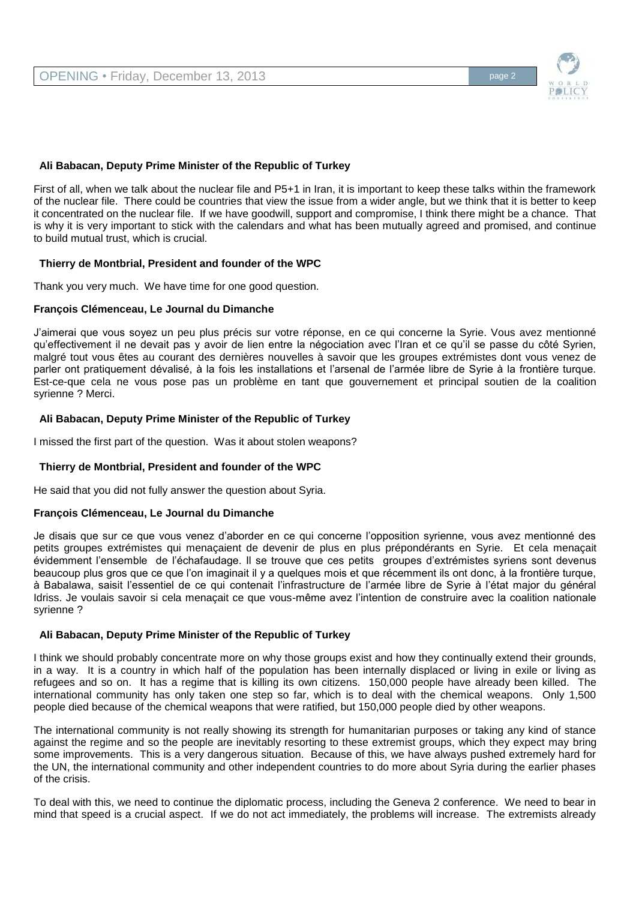**Ali Babacan, Deputy Prime Minister of the Republic of Turkey**

First of all, when we talk about the nuclear file and P5+1 in Iran, it is important to keep these talks within the framework of the nuclear file. There could be countries that view the issue from a wider angle, but we think that it is better to keep it concentrated on the nuclear file. If we have goodwill, support and compromise, I think there might be a chance. That is why it is very important to stick with the calendars and what has been mutually agreed and promised, and continue to build mutual trust, which is crucial.

**Thierry de Montbrial, President and founder of the WPC**

Thank you very much. We have time for one good question.

**François Clémenceau, Le Journal du Dimanche**

J'aimerai que vous soyez un peu plus précis sur votre réponse, en ce qui concerne la Syrie. Vous avez mentionné qu'effectivement il ne devait pas y avoir de lien entre la négociation avec l'Iran et ce qu'il se passe du côté Syrien, malgré tout vous êtes au courant des dernières nouvelles à savoir que les groupes extrémistes dont vous venez de parler ont pratiquement dévalisé, à la fois les installations et l'arsenal de l'armée libre de Syrie à la frontière turque. Est-ce-que cela ne vous pose pas un problème en tant que gouvernement et principal soutien de la coalition syrienne ? Merci.

**Ali Babacan, Deputy Prime Minister of the Republic of Turkey**

I missed the first part of the question. Was it about stolen weapons?

**Thierry de Montbrial, President and founder of the WPC**

He said that you did not fully answer the question about Syria.

**François Clémenceau, Le Journal du Dimanche**

Je disais que sur ce que vous venez d'aborder en ce qui concerne l'opposition syrienne, vous avez mentionné des petits groupes extrémistes qui menaçaient de devenir de plus en plus prépondérants en Syrie. Et cela menaçait évidemment l'ensemble de l'échafaudage. Il se trouve que ces petits groupes d'extrémistes syriens sont devenus beaucoup plus gros que ce que l'on imaginait il y a quelques mois et que récemment ils ont donc, à la frontière turque, à Babalawa, saisit l'essentiel de ce qui contenait l'infrastructure de l'armée libre de Syrie à l'état major du général Idriss. Je voulais savoir si cela menaçait ce que vous-même avez l'intention de construire avec la coalition nationale syrienne ?

**Ali Babacan, Deputy Prime Minister of the Republic of Turkey**

I think we should probably concentrate more on why those groups exist and how they continually extend their grounds, in a way. It is a country in which half of the population has been internally displaced or living in exile or living as refugees and so on. It has a regime that is killing its own citizens. 150,000 people have already been killed. The international community has only taken one step so far, which is to deal with the chemical weapons. Only 1,500 people died because of the chemical weapons that were ratified, but 150,000 people died by other weapons.

The international community is not really showing its strength for humanitarian purposes or taking any kind of stance against the regime and so the people are inevitably resorting to these extremist groups, which they expect may bring some improvements. This is a very dangerous situation. Because of this, we have always pushed extremely hard for the UN, the international community and other independent countries to do more about Syria during the earlier phases of the crisis.

To deal with this, we need to continue the diplomatic process, including the Geneva 2 conference. We need to bear in mind that speed is a crucial aspect. If we do not act immediately, the problems will increase. The extremists already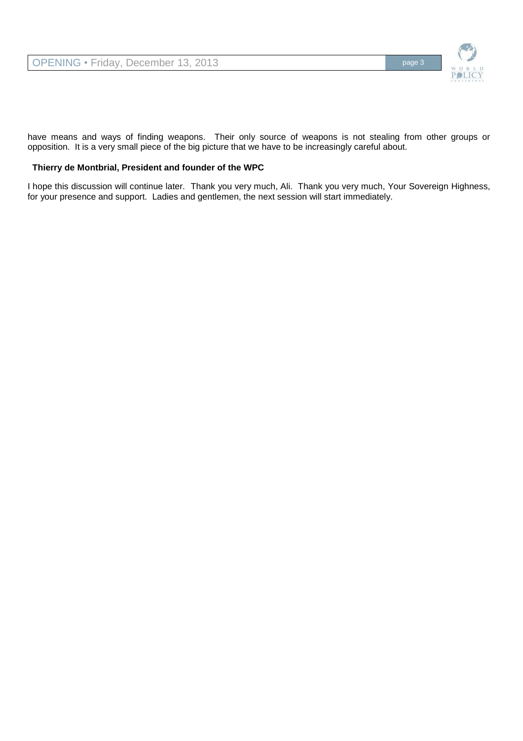have means and ways of finding weapons. Their only source of weapons is not stealing from other groups or opposition. It is a very small piece of the big picture that we have to be increasingly careful about.

**Thierry de Montbrial, President and founder of the WPC**

I hope this discussion will continue later. Thank you very much, Ali. Thank you very much, Your Sovereign Highness, for your presence and support. Ladies and gentlemen, the next session will start immediately.